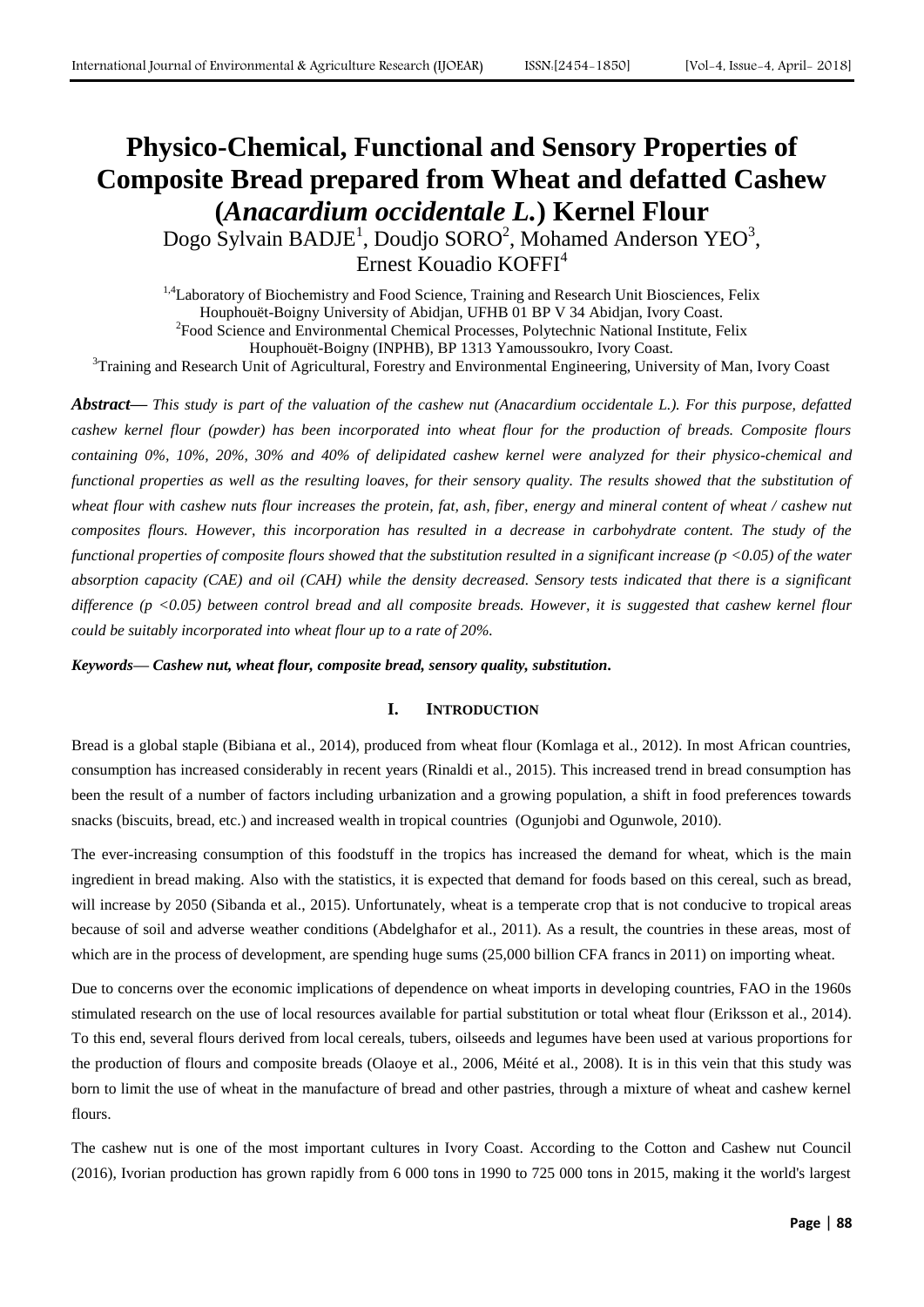# Physico-Chemical, Functional and Sensory Properties of Composite Bread prepared from Wheat and defatted Cashew (*Anacardium occidentale L.*) Kernel Flour

Dogo Sylvain BADJE[1], Doudjo SORO[2], Mohamed Anderson YEO[3], Ernest Kouadio KOFFI[4]

[1,4]Laboratory of Biochemistry and Food Science, Training and Research Unit Biosciences, Felix Houphouët-Boigny University of Abidjan, UFHB 01 BP V 34 Abidjan, Ivory Coast.
[2]Food Science and Environmental Chemical Processes, Polytechnic National Institute, Felix Houphouët-Boigny (INPHB), BP 1313 Yamoussoukro, Ivory Coast.
[3]Training and Research Unit of Agricultural, Forestry and Environmental Engineering, University of Man, Ivory Coast

***Abstract*— *This study is part of the valuation of the cashew nut (Anacardium occidentale L.). For this purpose, defatted cashew kernel flour (powder) has been incorporated into wheat flour for the production of breads. Composite flours containing 0%, 10%, 20%, 30% and 40% of delipidated cashew kernel were analyzed for their physico-chemical and functional properties as well as the resulting loaves, for their sensory quality. The results showed that the substitution of wheat flour with cashew nuts flour increases the protein, fat, ash, fiber, energy and mineral content of wheat / cashew nut composites flours. However, this incorporation has resulted in a decrease in carbohydrate content. The study of the functional properties of composite flours showed that the substitution resulted in a significant increase ($p < 0.05$) of the water absorption capacity (CAE) and oil (CAH) while the density decreased. Sensory tests indicated that there is a significant difference ($p < 0.05$) between control bread and all composite breads. However, it is suggested that cashew kernel flour could be suitably incorporated into wheat flour up to a rate of 20%.*

***Keywords*— *Cashew nut, wheat flour, composite bread, sensory quality, substitution.***

## I. INTRODUCTION

Bread is a global staple (Bibiana et al., 2014), produced from wheat flour (Komlaga et al., 2012). In most African countries, consumption has increased considerably in recent years (Rinaldi et al., 2015). This increased trend in bread consumption has been the result of a number of factors including urbanization and a growing population, a shift in food preferences towards snacks (biscuits, bread, etc.) and increased wealth in tropical countries (Ogunjobi and Ogunwole, 2010).

The ever-increasing consumption of this foodstuff in the tropics has increased the demand for wheat, which is the main ingredient in bread making. Also with the statistics, it is expected that demand for foods based on this cereal, such as bread, will increase by 2050 (Sibanda et al., 2015). Unfortunately, wheat is a temperate crop that is not conducive to tropical areas because of soil and adverse weather conditions (Abdelghafor et al., 2011). As a result, the countries in these areas, most of which are in the process of development, are spending huge sums (25,000 billion CFA francs in 2011) on importing wheat.

Due to concerns over the economic implications of dependence on wheat imports in developing countries, FAO in the 1960s stimulated research on the use of local resources available for partial substitution or total wheat flour (Eriksson et al., 2014). To this end, several flours derived from local cereals, tubers, oilseeds and legumes have been used at various proportions for the production of flours and composite breads (Olaoye et al., 2006, Méité et al., 2008). It is in this vein that this study was born to limit the use of wheat in the manufacture of bread and other pastries, through a mixture of wheat and cashew kernel flours.

The cashew nut is one of the most important cultures in Ivory Coast. According to the Cotton and Cashew nut Council (2016), Ivorian production has grown rapidly from 6 000 tons in 1990 to 725 000 tons in 2015, making it the world's largest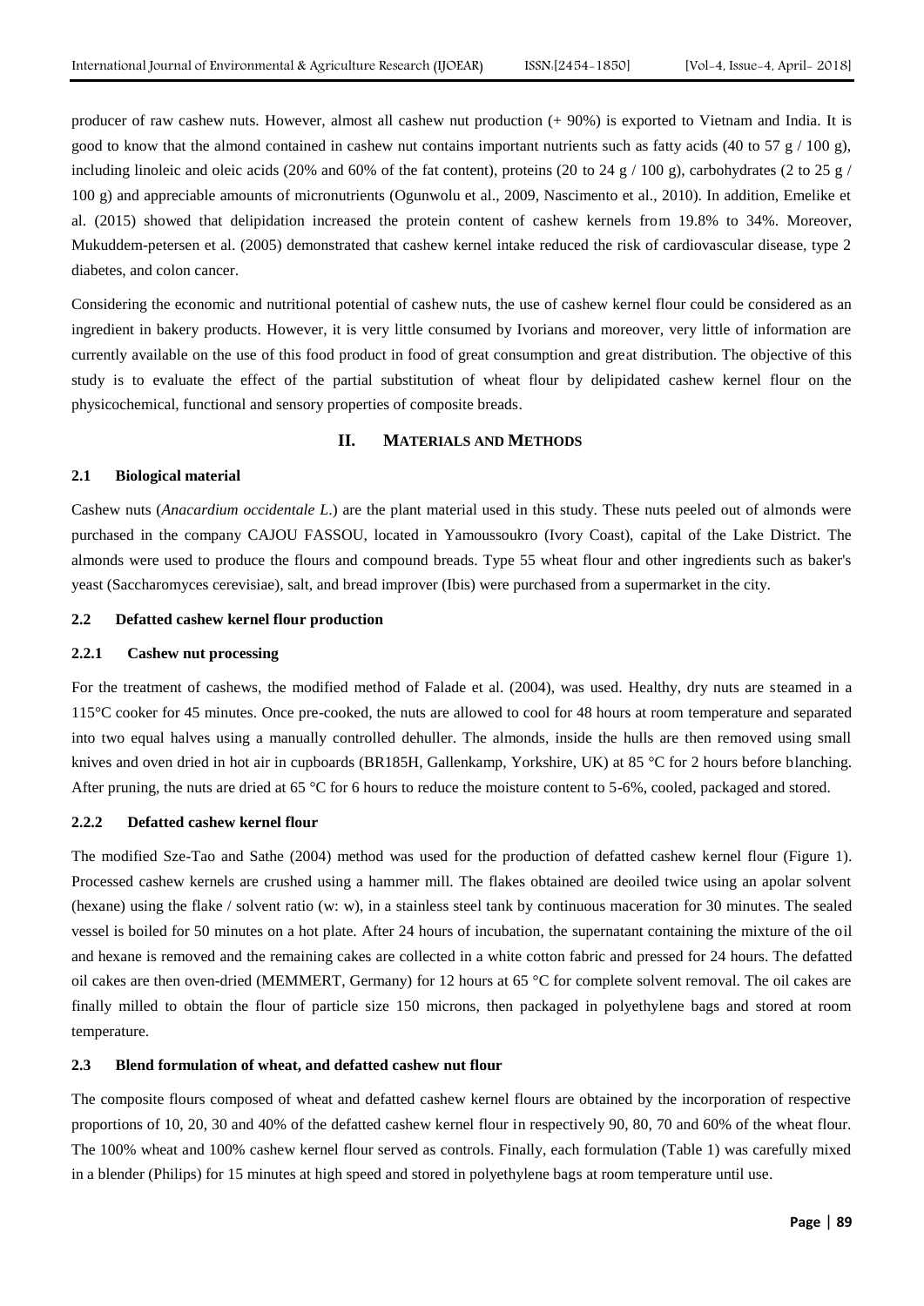producer of raw cashew nuts. However, almost all cashew nut production (+ 90%) is exported to Vietnam and India. It is good to know that the almond contained in cashew nut contains important nutrients such as fatty acids (40 to 57 g / 100 g), including linoleic and oleic acids (20% and 60% of the fat content), proteins (20 to 24 g / 100 g), carbohydrates (2 to 25 g / 100 g) and appreciable amounts of micronutrients (Ogunwolu et al., 2009, Nascimento et al., 2010). In addition, Emelike et al. (2015) showed that delipidation increased the protein content of cashew kernels from 19.8% to 34%. Moreover, Mukuddem-petersen et al. (2005) demonstrated that cashew kernel intake reduced the risk of cardiovascular disease, type 2 diabetes, and colon cancer.

Considering the economic and nutritional potential of cashew nuts, the use of cashew kernel flour could be considered as an ingredient in bakery products. However, it is very little consumed by Ivorians and moreover, very little of information are currently available on the use of this food product in food of great consumption and great distribution. The objective of this study is to evaluate the effect of the partial substitution of wheat flour by delipidated cashew kernel flour on the physicochemical, functional and sensory properties of composite breads.

## II. MATERIALS AND METHODS

### 2.1 Biological material

Cashew nuts (*Anacardium occidentale L.*) are the plant material used in this study. These nuts peeled out of almonds were purchased in the company CAJOU FASSOU, located in Yamoussoukro (Ivory Coast), capital of the Lake District. The almonds were used to produce the flours and compound breads. Type 55 wheat flour and other ingredients such as baker's yeast (Saccharomyces cerevisiae), salt, and bread improver (Ibis) were purchased from a supermarket in the city.

### 2.2 Defatted cashew kernel flour production

#### 2.2.1 Cashew nut processing

For the treatment of cashews, the modified method of Falade et al. (2004), was used. Healthy, dry nuts are steamed in a 115°C cooker for 45 minutes. Once pre-cooked, the nuts are allowed to cool for 48 hours at room temperature and separated into two equal halves using a manually controlled dehuller. The almonds, inside the hulls are then removed using small knives and oven dried in hot air in cupboards (BR185H, Gallenkamp, Yorkshire, UK) at 85 °C for 2 hours before blanching. After pruning, the nuts are dried at 65 °C for 6 hours to reduce the moisture content to 5-6%, cooled, packaged and stored.

#### 2.2.2 Defatted cashew kernel flour

The modified Sze-Tao and Sathe (2004) method was used for the production of defatted cashew kernel flour (Figure 1). Processed cashew kernels are crushed using a hammer mill. The flakes obtained are deoiled twice using an apolar solvent (hexane) using the flake / solvent ratio (w: w), in a stainless steel tank by continuous maceration for 30 minutes. The sealed vessel is boiled for 50 minutes on a hot plate. After 24 hours of incubation, the supernatant containing the mixture of the oil and hexane is removed and the remaining cakes are collected in a white cotton fabric and pressed for 24 hours. The defatted oil cakes are then oven-dried (MEMMERT, Germany) for 12 hours at 65 °C for complete solvent removal. The oil cakes are finally milled to obtain the flour of particle size 150 microns, then packaged in polyethylene bags and stored at room temperature.

### 2.3 Blend formulation of wheat, and defatted cashew nut flour

The composite flours composed of wheat and defatted cashew kernel flours are obtained by the incorporation of respective proportions of 10, 20, 30 and 40% of the defatted cashew kernel flour in respectively 90, 80, 70 and 60% of the wheat flour. The 100% wheat and 100% cashew kernel flour served as controls. Finally, each formulation (Table 1) was carefully mixed in a blender (Philips) for 15 minutes at high speed and stored in polyethylene bags at room temperature until use.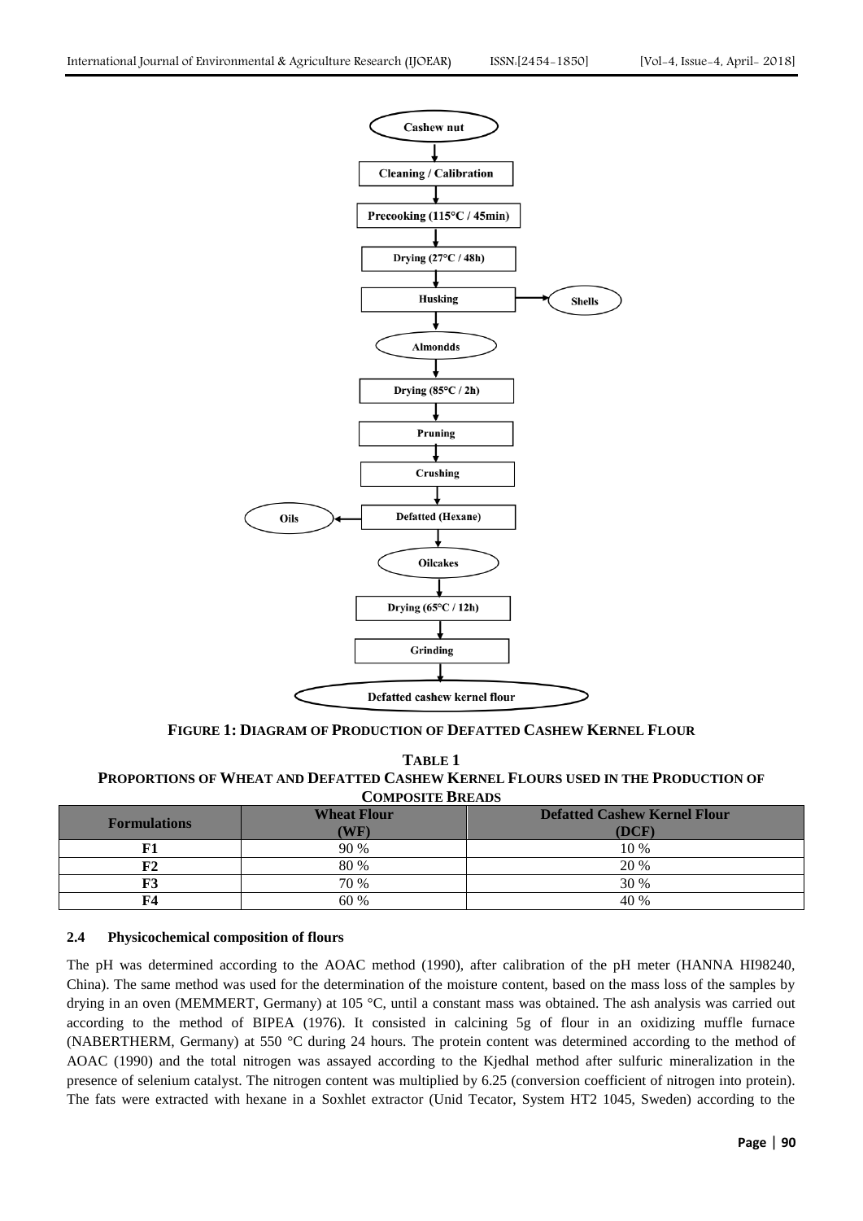**Cashew nut**

↓

**Cleaning / Calibration**

↓

**Precooking (115°C / 45min)**

↓

**Drying (27°C / 48h)**

↓

**Husking** → **Shells**

↓

**Almondds**

↓

**Drying (85°C / 2h)**

↓

**Pruning**

↓

**Crushing**

↓

**Defatted (Hexane)** → **Oils**

↓

**Oilcakes**

↓

**Drying (65°C / 12h)**

↓

**Grinding**

↓

**Defatted cashew kernel flour**

**FIGURE 1: DIAGRAM OF PRODUCTION OF DEFATTED CASHEW KERNEL FLOUR**

**TABLE 1**
**PROPORTIONS OF WHEAT AND DEFATTED CASHEW KERNEL FLOURS USED IN THE PRODUCTION OF COMPOSITE BREADS**

| Formulations | Wheat Flour (WF) | Defatted Cashew Kernel Flour (DCF) |
|---|---|---|
| **F1** | 90 % | 10 % |
| **F2** | 80 % | 20 % |
| **F3** | 70 % | 30 % |
| **F4** | 60 % | 40 % |

### 2.4 Physicochemical composition of flours

The pH was determined according to the AOAC method (1990), after calibration of the pH meter (HANNA HI98240, China). The same method was used for the determination of the moisture content, based on the mass loss of the samples by drying in an oven (MEMMERT, Germany) at 105 °C, until a constant mass was obtained. The ash analysis was carried out according to the method of BIPEA (1976). It consisted in calcining 5g of flour in an oxidizing muffle furnace (NABERTHERM, Germany) at 550 °C during 24 hours. The protein content was determined according to the method of AOAC (1990) and the total nitrogen was assayed according to the Kjedhal method after sulfuric mineralization in the presence of selenium catalyst. The nitrogen content was multiplied by 6.25 (conversion coefficient of nitrogen into protein). The fats were extracted with hexane in a Soxhlet extractor (Unid Tecator, System HT2 1045, Sweden) according to the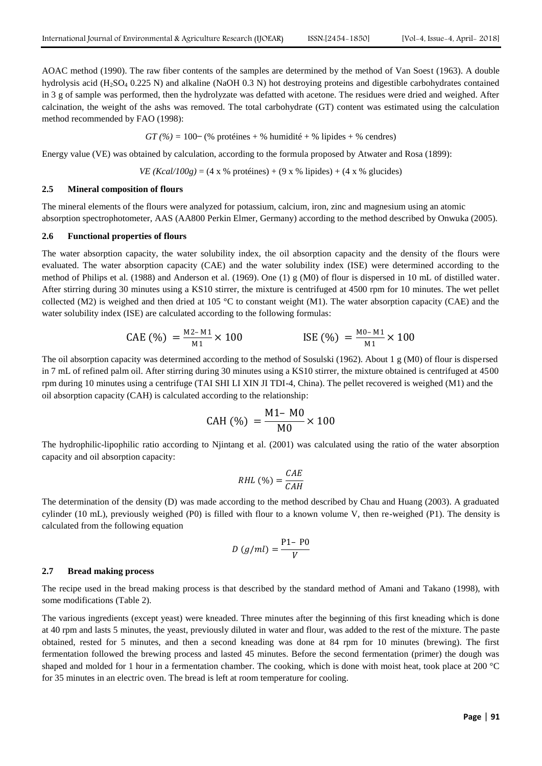AOAC method (1990). The raw fiber contents of the samples are determined by the method of Van Soest (1963). A double hydrolysis acid ($H_2SO_4$ 0.225 N) and alkaline (NaOH 0.3 N) hot destroying proteins and digestible carbohydrates contained in 3 g of sample was performed, then the hydrolyzate was defatted with acetone. The residues were dried and weighed. After calcination, the weight of the ashs was removed. The total carbohydrate (GT) content was estimated using the calculation method recommended by FAO (1998):

$$GT\ (\%) = 100 - (\%\ \text{protéines} + \%\ \text{humidité} + \%\ \text{lipides} + \%\ \text{cendres})$$

Energy value (VE) was obtained by calculation, according to the formula proposed by Atwater and Rosa (1899):

$$VE\ (Kcal/100g) = (4 \times \%\ \text{protéines}) + (9 \times \%\ \text{lipides}) + (4 \times \%\ \text{glucides})$$

### 2.5 Mineral composition of flours

The mineral elements of the flours were analyzed for potassium, calcium, iron, zinc and magnesium using an atomic absorption spectrophotometer, AAS (AA800 Perkin Elmer, Germany) according to the method described by Onwuka (2005).

### 2.6 Functional properties of flours

The water absorption capacity, the water solubility index, the oil absorption capacity and the density of the flours were evaluated. The water absorption capacity (CAE) and the water solubility index (ISE) were determined according to the method of Philips et al. (1988) and Anderson et al. (1969). One (1) g (M0) of flour is dispersed in 10 mL of distilled water. After stirring during 30 minutes using a KS10 stirrer, the mixture is centrifuged at 4500 rpm for 10 minutes. The wet pellet collected (M2) is weighed and then dried at 105 °C to constant weight (M1). The water absorption capacity (CAE) and the water solubility index (ISE) are calculated according to the following formulas:

$$\text{CAE}\ (\%) = \frac{\text{M2} - \text{M1}}{\text{M1}} \times 100 \qquad \text{ISE}\ (\%) = \frac{\text{M0} - \text{M1}}{\text{M1}} \times 100$$

The oil absorption capacity was determined according to the method of Sosulski (1962). About 1 g (M0) of flour is dispersed in 7 mL of refined palm oil. After stirring during 30 minutes using a KS10 stirrer, the mixture obtained is centrifuged at 4500 rpm during 10 minutes using a centrifuge (TAI SHI LI XIN JI TDI-4, China). The pellet recovered is weighed (M1) and the oil absorption capacity (CAH) is calculated according to the relationship:

$$\text{CAH}\ (\%) = \frac{\text{M1} - \text{M0}}{\text{M0}} \times 100$$

The hydrophilic-lipophilic ratio according to Njintang et al. (2001) was calculated using the ratio of the water absorption capacity and oil absorption capacity:

$$RHL\ (\%) = \frac{CAE}{CAH}$$

The determination of the density (D) was made according to the method described by Chau and Huang (2003). A graduated cylinder (10 mL), previously weighed (P0) is filled with flour to a known volume V, then re-weighed (P1). The density is calculated from the following equation

$$D\ (g/ml) = \frac{\text{P1} - \text{P0}}{V}$$

### 2.7 Bread making process

The recipe used in the bread making process is that described by the standard method of Amani and Takano (1998), with some modifications (Table 2).

The various ingredients (except yeast) were kneaded. Three minutes after the beginning of this first kneading which is done at 40 rpm and lasts 5 minutes, the yeast, previously diluted in water and flour, was added to the rest of the mixture. The paste obtained, rested for 5 minutes, and then a second kneading was done at 84 rpm for 10 minutes (brewing). The first fermentation followed the brewing process and lasted 45 minutes. Before the second fermentation (primer) the dough was shaped and molded for 1 hour in a fermentation chamber. The cooking, which is done with moist heat, took place at 200 °C for 35 minutes in an electric oven. The bread is left at room temperature for cooling.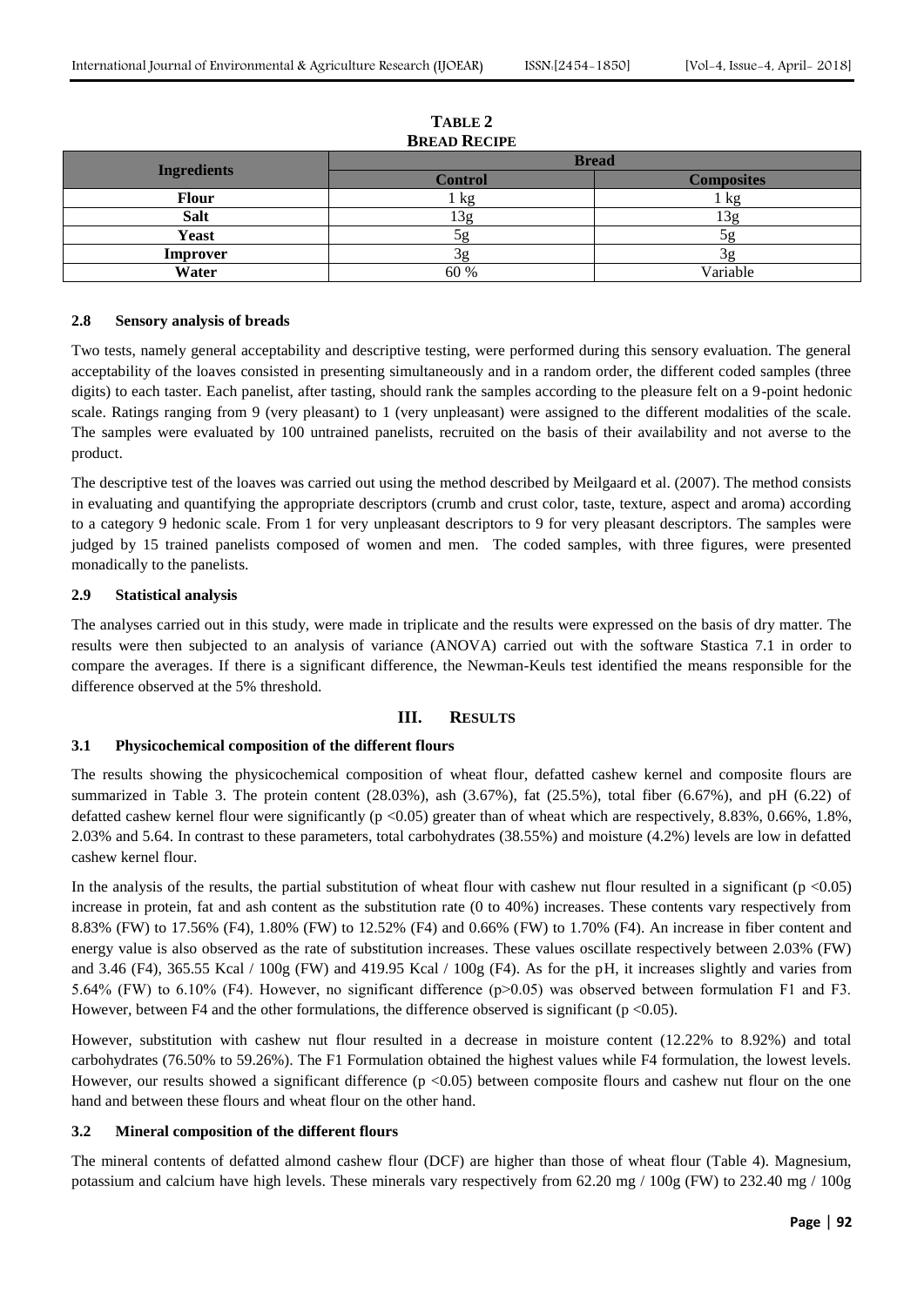**TABLE 2**
**BREAD RECIPE**

| Ingredients | Bread | |
|---|---|---|
| | Control | Composites |
| Flour | 1 kg | 1 kg |
| Salt | 13g | 13g |
| Yeast | 5g | 5g |
| Improver | 3g | 3g |
| Water | 60 % | Variable |

### 2.8 Sensory analysis of breads

Two tests, namely general acceptability and descriptive testing, were performed during this sensory evaluation. The general acceptability of the loaves consisted in presenting simultaneously and in a random order, the different coded samples (three digits) to each taster. Each panelist, after tasting, should rank the samples according to the pleasure felt on a 9-point hedonic scale. Ratings ranging from 9 (very pleasant) to 1 (very unpleasant) were assigned to the different modalities of the scale. The samples were evaluated by 100 untrained panelists, recruited on the basis of their availability and not averse to the product.

The descriptive test of the loaves was carried out using the method described by Meilgaard et al. (2007). The method consists in evaluating and quantifying the appropriate descriptors (crumb and crust color, taste, texture, aspect and aroma) according to a category 9 hedonic scale. From 1 for very unpleasant descriptors to 9 for very pleasant descriptors. The samples were judged by 15 trained panelists composed of women and men. The coded samples, with three figures, were presented monadically to the panelists.

### 2.9 Statistical analysis

The analyses carried out in this study, were made in triplicate and the results were expressed on the basis of dry matter. The results were then subjected to an analysis of variance (ANOVA) carried out with the software Stastica 7.1 in order to compare the averages. If there is a significant difference, the Newman-Keuls test identified the means responsible for the difference observed at the 5% threshold.

## III. RESULTS

### 3.1 Physicochemical composition of the different flours

The results showing the physicochemical composition of wheat flour, defatted cashew kernel and composite flours are summarized in Table 3. The protein content (28.03%), ash (3.67%), fat (25.5%), total fiber (6.67%), and pH (6.22) of defatted cashew kernel flour were significantly ($p < 0.05$) greater than of wheat which are respectively, 8.83%, 0.66%, 1.8%, 2.03% and 5.64. In contrast to these parameters, total carbohydrates (38.55%) and moisture (4.2%) levels are low in defatted cashew kernel flour.

In the analysis of the results, the partial substitution of wheat flour with cashew nut flour resulted in a significant ($p < 0.05$) increase in protein, fat and ash content as the substitution rate (0 to 40%) increases. These contents vary respectively from 8.83% (FW) to 17.56% (F4), 1.80% (FW) to 12.52% (F4) and 0.66% (FW) to 1.70% (F4). An increase in fiber content and energy value is also observed as the rate of substitution increases. These values oscillate respectively between 2.03% (FW) and 3.46 (F4), 365.55 Kcal / 100g (FW) and 419.95 Kcal / 100g (F4). As for the pH, it increases slightly and varies from 5.64% (FW) to 6.10% (F4). However, no significant difference ($p > 0.05$) was observed between formulation F1 and F3. However, between F4 and the other formulations, the difference observed is significant ($p < 0.05$).

However, substitution with cashew nut flour resulted in a decrease in moisture content (12.22% to 8.92%) and total carbohydrates (76.50% to 59.26%). The F1 Formulation obtained the highest values while F4 formulation, the lowest levels. However, our results showed a significant difference ($p < 0.05$) between composite flours and cashew nut flour on the one hand and between these flours and wheat flour on the other hand.

### 3.2 Mineral composition of the different flours

The mineral contents of defatted almond cashew flour (DCF) are higher than those of wheat flour (Table 4). Magnesium, potassium and calcium have high levels. These minerals vary respectively from 62.20 mg / 100g (FW) to 232.40 mg / 100g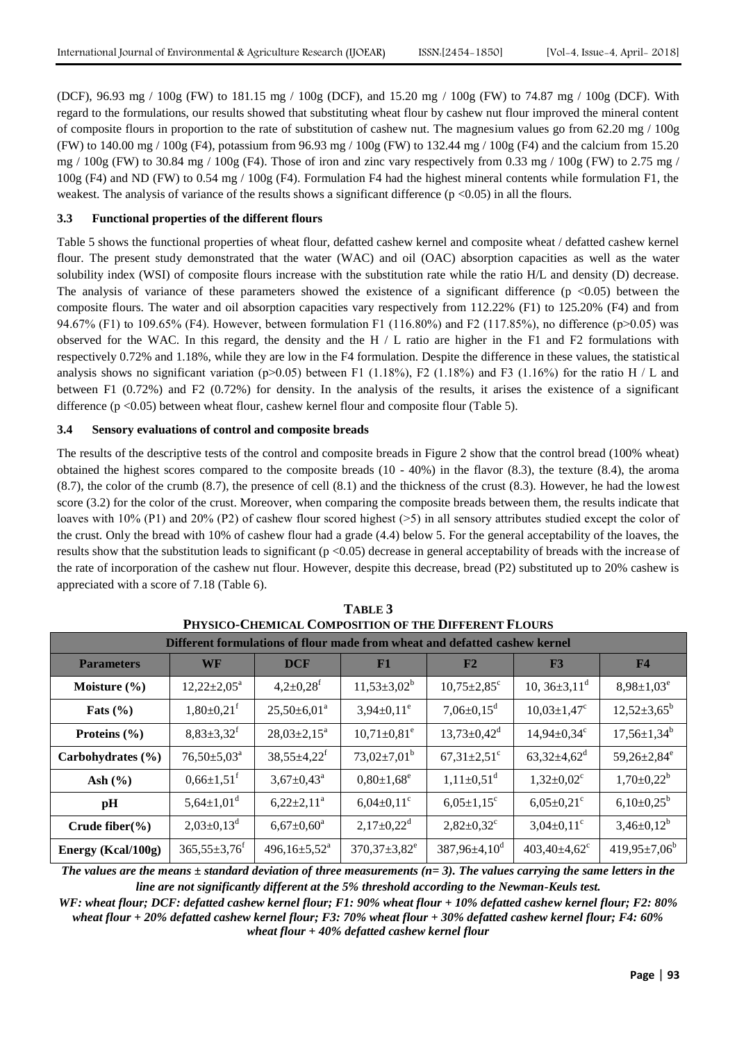(DCF), 96.93 mg / 100g (FW) to 181.15 mg / 100g (DCF), and 15.20 mg / 100g (FW) to 74.87 mg / 100g (DCF). With regard to the formulations, our results showed that substituting wheat flour by cashew nut flour improved the mineral content of composite flours in proportion to the rate of substitution of cashew nut. The magnesium values go from 62.20 mg / 100g (FW) to 140.00 mg / 100g (F4), potassium from 96.93 mg / 100g (FW) to 132.44 mg / 100g (F4) and the calcium from 15.20 mg / 100g (FW) to 30.84 mg / 100g (F4). Those of iron and zinc vary respectively from 0.33 mg / 100g (FW) to 2.75 mg / 100g (F4) and ND (FW) to 0.54 mg / 100g (F4). Formulation F4 had the highest mineral contents while formulation F1, the weakest. The analysis of variance of the results shows a significant difference ($p < 0.05$) in all the flours.

### 3.3 Functional properties of the different flours

Table 5 shows the functional properties of wheat flour, defatted cashew kernel and composite wheat / defatted cashew kernel flour. The present study demonstrated that the water (WAC) and oil (OAC) absorption capacities as well as the water solubility index (WSI) of composite flours increase with the substitution rate while the ratio H/L and density (D) decrease. The analysis of variance of these parameters showed the existence of a significant difference ($p < 0.05$) between the composite flours. The water and oil absorption capacities vary respectively from 112.22% (F1) to 125.20% (F4) and from 94.67% (F1) to 109.65% (F4). However, between formulation F1 (116.80%) and F2 (117.85%), no difference ($p > 0.05$) was observed for the WAC. In this regard, the density and the H / L ratio are higher in the F1 and F2 formulations with respectively 0.72% and 1.18%, while they are low in the F4 formulation. Despite the difference in these values, the statistical analysis shows no significant variation ($p > 0.05$) between F1 (1.18%), F2 (1.18%) and F3 (1.16%) for the ratio H / L and between F1 (0.72%) and F2 (0.72%) for density. In the analysis of the results, it arises the existence of a significant difference ($p < 0.05$) between wheat flour, cashew kernel flour and composite flour (Table 5).

### 3.4 Sensory evaluations of control and composite breads

The results of the descriptive tests of the control and composite breads in Figure 2 show that the control bread (100% wheat) obtained the highest scores compared to the composite breads (10 - 40%) in the flavor (8.3), the texture (8.4), the aroma (8.7), the color of the crumb (8.7), the presence of cell (8.1) and the thickness of the crust (8.3). However, he had the lowest score (3.2) for the color of the crust. Moreover, when comparing the composite breads between them, the results indicate that loaves with 10% (P1) and 20% (P2) of cashew flour scored highest (>5) in all sensory attributes studied except the color of the crust. Only the bread with 10% of cashew flour had a grade (4.4) below 5. For the general acceptability of the loaves, the results show that the substitution leads to significant ($p < 0.05$) decrease in general acceptability of breads with the increase of the rate of incorporation of the cashew nut flour. However, despite this decrease, bread (P2) substituted up to 20% cashew is appreciated with a score of 7.18 (Table 6).

**TABLE 3**
**PHYSICO-CHEMICAL COMPOSITION OF THE DIFFERENT FLOURS**

| Different formulations of flour made from wheat and defatted cashew kernel | | | | | | |
|---|---|---|---|---|---|---|
| **Parameters** | **WF** | **DCF** | **F1** | **F2** | **F3** | **F4** |
| **Moisture (%)** | $12,22\pm2,05^{a}$ | $4,2\pm0,28^{f}$ | $11,53\pm3,02^{b}$ | $10,75\pm2,85^{c}$ | $10,36\pm3,11^{d}$ | $8,98\pm1,03^{e}$ |
| **Fats (%)** | $1,80\pm0,21^{f}$ | $25,50\pm6,01^{a}$ | $3,94\pm0,11^{e}$ | $7,06\pm0,15^{d}$ | $10,03\pm1,47^{c}$ | $12,52\pm3,65^{b}$ |
| **Proteins (%)** | $8,83\pm3,32^{f}$ | $28,03\pm2,15^{a}$ | $10,71\pm0,81^{e}$ | $13,73\pm0,42^{d}$ | $14,94\pm0,34^{c}$ | $17,56\pm1,34^{b}$ |
| **Carbohydrates (%)** | $76,50\pm5,03^{a}$ | $38,55\pm4,22^{f}$ | $73,02\pm7,01^{b}$ | $67,31\pm2,51^{c}$ | $63,32\pm4,62^{d}$ | $59,26\pm2,84^{e}$ |
| **Ash (%)** | $0,66\pm1,51^{f}$ | $3,67\pm0,43^{a}$ | $0,80\pm1,68^{e}$ | $1,11\pm0,51^{d}$ | $1,32\pm0,02^{c}$ | $1,70\pm0,22^{b}$ |
| **pH** | $5,64\pm1,01^{d}$ | $6,22\pm2,11^{a}$ | $6,04\pm0,11^{c}$ | $6,05\pm1,15^{c}$ | $6,05\pm0,21^{c}$ | $6,10\pm0,25^{b}$ |
| **Crude fiber(%)** | $2,03\pm0,13^{d}$ | $6,67\pm0,60^{a}$ | $2,17\pm0,22^{d}$ | $2,82\pm0,32^{c}$ | $3,04\pm0,11^{c}$ | $3,46\pm0,12^{b}$ |
| **Energy (Kcal/100g)** | $365,55\pm3,76^{f}$ | $496,16\pm5,52^{a}$ | $370,37\pm3,82^{e}$ | $387,96\pm4,10^{d}$ | $403,40\pm4,62^{c}$ | $419,95\pm7,06^{b}$ |

***The values are the means ± standard deviation of three measurements (n= 3). The values carrying the same letters in the line are not significantly different at the 5% threshold according to the Newman-Keuls test.***

***WF: wheat flour; DCF: defatted cashew kernel flour; F1: 90% wheat flour + 10% defatted cashew kernel flour; F2: 80% wheat flour + 20% defatted cashew kernel flour; F3: 70% wheat flour + 30% defatted cashew kernel flour; F4: 60% wheat flour + 40% defatted cashew kernel flour***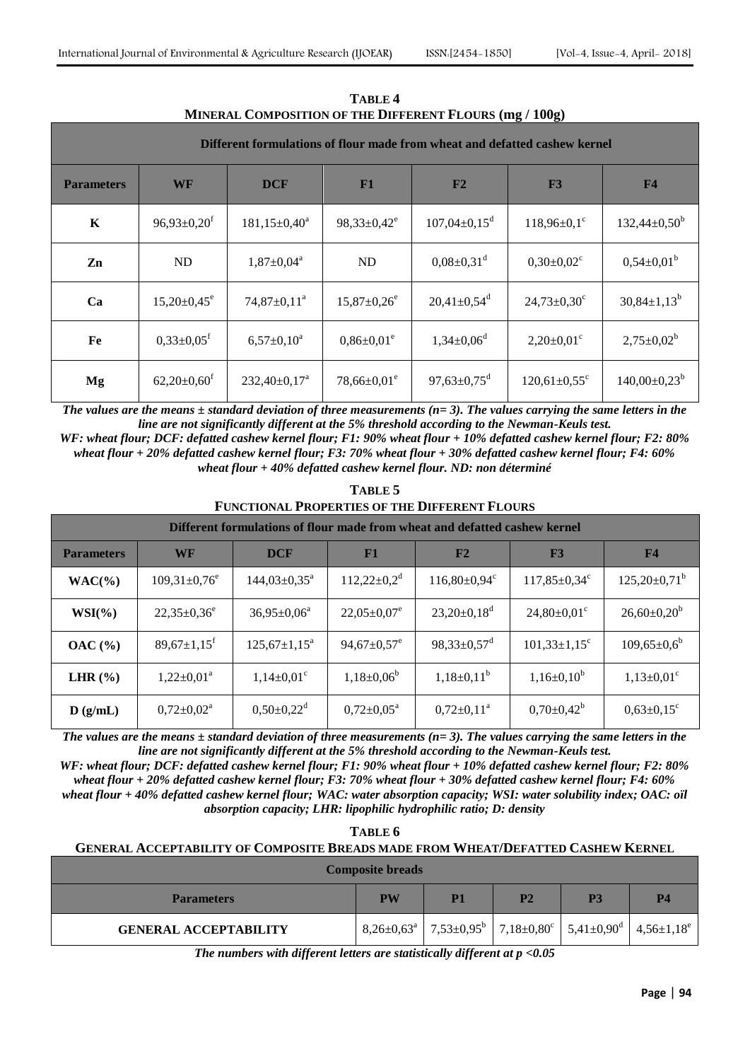**TABLE 4**
**MINERAL COMPOSITION OF THE DIFFERENT FLOURS (mg / 100g)**

| | Different formulations of flour made from wheat and defatted cashew kernel | | | | | |
|---|---|---|---|---|---|---|
| **Parameters** | **WF** | **DCF** | **F1** | **F2** | **F3** | **F4** |
| **K** | 96,93±0,20[f] | 181,15±0,40[a] | 98,33±0,42[e] | 107,04±0,15[d] | 118,96±0,1[c] | 132,44±0,50[b] |
| **Zn** | ND | 1,87±0,04[a] | ND | 0,08±0,31[d] | 0,30±0,02[c] | 0,54±0,01[b] |
| **Ca** | 15,20±0,45[e] | 74,87±0,11[a] | 15,87±0,26[e] | 20,41±0,54[d] | 24,73±0,30[c] | 30,84±1,13[b] |
| **Fe** | 0,33±0,05[f] | 6,57±0,10[a] | 0,86±0,01[e] | 1,34±0,06[d] | 2,20±0,01[c] | 2,75±0,02[b] |
| **Mg** | 62,20±0,60[f] | 232,40±0,17[a] | 78,66±0,01[e] | 97,63±0,75[d] | 120,61±0,55[c] | 140,00±0,23[b] |

***The values are the means ± standard deviation of three measurements (n= 3). The values carrying the same letters in the line are not significantly different at the 5% threshold according to the Newman-Keuls test.***
***WF: wheat flour; DCF: defatted cashew kernel flour; F1: 90% wheat flour + 10% defatted cashew kernel flour; F2: 80% wheat flour + 20% defatted cashew kernel flour; F3: 70% wheat flour + 30% defatted cashew kernel flour; F4: 60% wheat flour + 40% defatted cashew kernel flour. ND: non déterminé***

**TABLE 5**
**FUNCTIONAL PROPERTIES OF THE DIFFERENT FLOURS**

| | Different formulations of flour made from wheat and defatted cashew kernel | | | | | |
|---|---|---|---|---|---|---|
| **Parameters** | **WF** | **DCF** | **F1** | **F2** | **F3** | **F4** |
| **WAC(%)** | 109,31±0,76[e] | 144,03±0,35[a] | 112,22±0,2[d] | 116,80±0,94[c] | 117,85±0,34[c] | 125,20±0,71[b] |
| **WSI(%)** | 22,35±0,36[e] | 36,95±0,06[a] | 22,05±0,07[e] | 23,20±0,18[d] | 24,80±0,01[c] | 26,60±0,20[b] |
| **OAC (%)** | 89,67±1,15[f] | 125,67±1,15[a] | 94,67±0,57[e] | 98,33±0,57[d] | 101,33±1,15[c] | 109,65±0,6[b] |
| **LHR (%)** | 1,22±0,01[a] | 1,14±0,01[c] | 1,18±0,06[b] | 1,18±0,11[b] | 1,16±0,10[b] | 1,13±0,01[c] |
| **D (g/mL)** | 0,72±0,02[a] | 0,50±0,22[d] | 0,72±0,05[a] | 0,72±0,11[a] | 0,70±0,42[b] | 0,63±0,15[c] |

***The values are the means ± standard deviation of three measurements (n= 3). The values carrying the same letters in the line are not significantly different at the 5% threshold according to the Newman-Keuls test.***
***WF: wheat flour; DCF: defatted cashew kernel flour; F1: 90% wheat flour + 10% defatted cashew kernel flour; F2: 80% wheat flour + 20% defatted cashew kernel flour; F3: 70% wheat flour + 30% defatted cashew kernel flour; F4: 60% wheat flour + 40% defatted cashew kernel flour; WAC: water absorption capacity; WSI: water solubility index; OAC: oil absorption capacity; LHR: lipophilic hydrophilic ratio; D: density***

**TABLE 6**
**GENERAL ACCEPTABILITY OF COMPOSITE BREADS MADE FROM WHEAT/DEFATTED CASHEW KERNEL**

| | Composite breads | | | | |
|---|---|---|---|---|---|
| **Parameters** | **PW** | **P1** | **P2** | **P3** | **P4** |
| **GENERAL ACCEPTABILITY** | 8,26±0,63[a] | 7,53±0,95[b] | 7,18±0,80[c] | 5,41±0,90[d] | 4,56±1,18[e] |

***The numbers with different letters are statistically different at $p < 0.05$***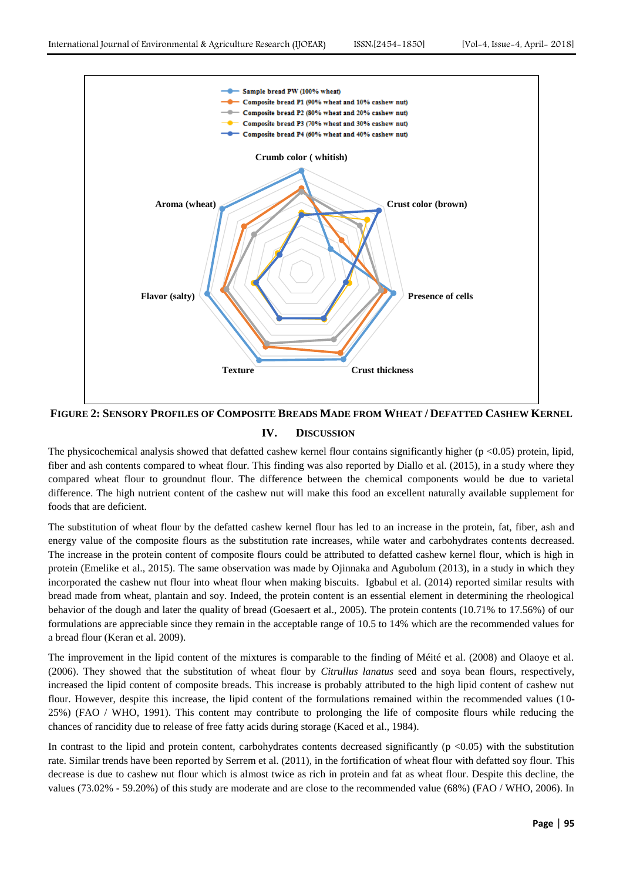FIGURE 2: SENSORY PROFILES OF COMPOSITE BREADS MADE FROM WHEAT / DEFATTED CASHEW KERNEL

## IV. DISCUSSION

The physicochemical analysis showed that defatted cashew kernel flour contains significantly higher ($p < 0.05$) protein, lipid, fiber and ash contents compared to wheat flour. This finding was also reported by Diallo et al. (2015), in a study where they compared wheat flour to groundnut flour. The difference between the chemical components would be due to varietal difference. The high nutrient content of the cashew nut will make this food an excellent naturally available supplement for foods that are deficient.

The substitution of wheat flour by the defatted cashew kernel flour has led to an increase in the protein, fat, fiber, ash and energy value of the composite flours as the substitution rate increases, while water and carbohydrates contents decreased. The increase in the protein content of composite flours could be attributed to defatted cashew kernel flour, which is high in protein (Emelike et al., 2015). The same observation was made by Ojinnaka and Agubolum (2013), in a study in which they incorporated the cashew nut flour into wheat flour when making biscuits. Igbabul et al. (2014) reported similar results with bread made from wheat, plantain and soy. Indeed, the protein content is an essential element in determining the rheological behavior of the dough and later the quality of bread (Goesaert et al., 2005). The protein contents (10.71% to 17.56%) of our formulations are appreciable since they remain in the acceptable range of 10.5 to 14% which are the recommended values for a bread flour (Keran et al. 2009).

The improvement in the lipid content of the mixtures is comparable to the finding of Méité et al. (2008) and Olaoye et al. (2006). They showed that the substitution of wheat flour by *Citrullus lanatus* seed and soya bean flours, respectively, increased the lipid content of composite breads. This increase is probably attributed to the high lipid content of cashew nut flour. However, despite this increase, the lipid content of the formulations remained within the recommended values (10-25%) (FAO / WHO, 1991). This content may contribute to prolonging the life of composite flours while reducing the chances of rancidity due to release of free fatty acids during storage (Kaced et al., 1984).

In contrast to the lipid and protein content, carbohydrates contents decreased significantly ($p < 0.05$) with the substitution rate. Similar trends have been reported by Serrem et al. (2011), in the fortification of wheat flour with defatted soy flour. This decrease is due to cashew nut flour which is almost twice as rich in protein and fat as wheat flour. Despite this decline, the values (73.02% - 59.20%) of this study are moderate and are close to the recommended value (68%) (FAO / WHO, 2006). In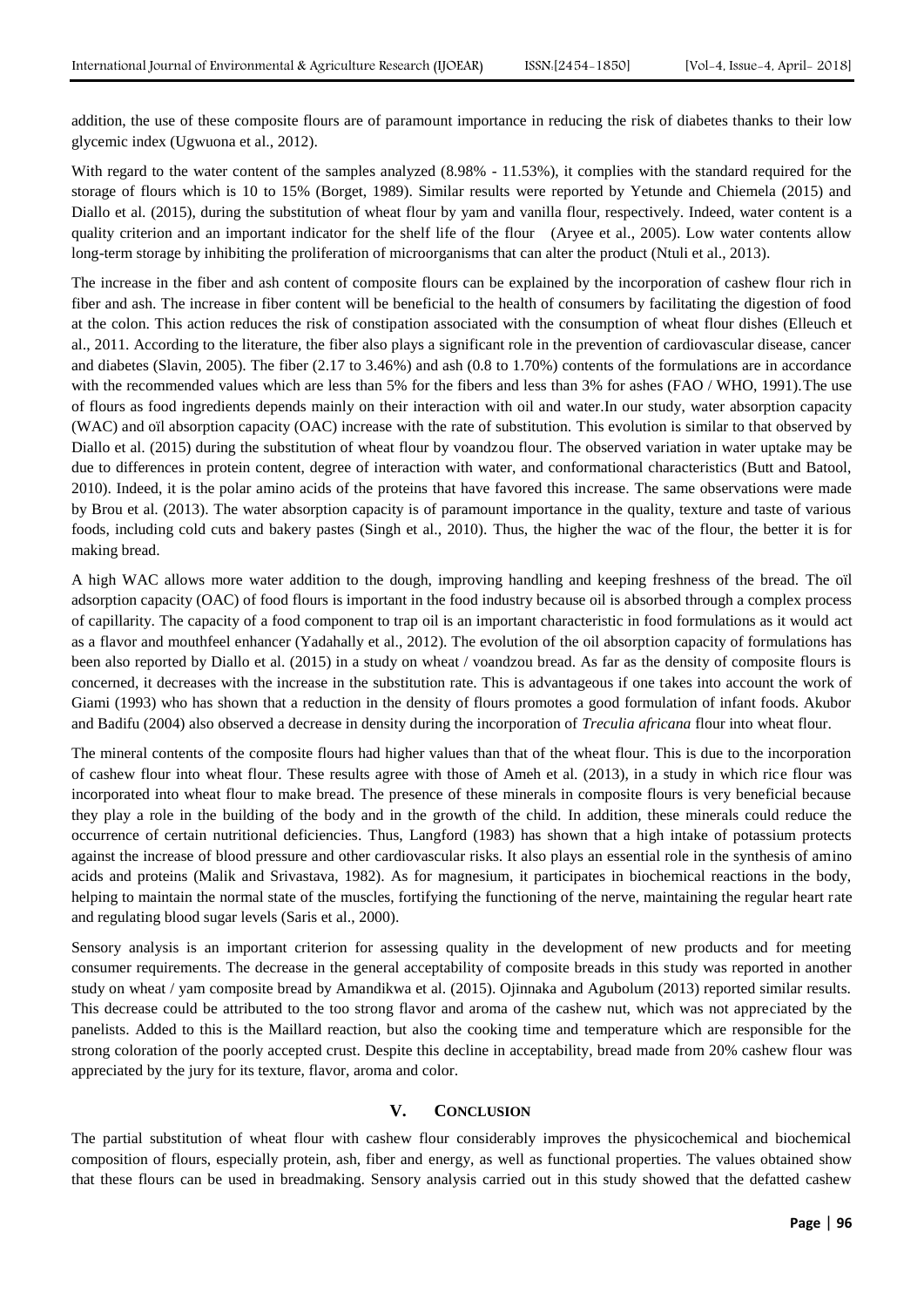addition, the use of these composite flours are of paramount importance in reducing the risk of diabetes thanks to their low glycemic index (Ugwuona et al., 2012).

With regard to the water content of the samples analyzed (8.98% - 11.53%), it complies with the standard required for the storage of flours which is 10 to 15% (Borget, 1989). Similar results were reported by Yetunde and Chiemela (2015) and Diallo et al. (2015), during the substitution of wheat flour by yam and vanilla flour, respectively. Indeed, water content is a quality criterion and an important indicator for the shelf life of the flour (Aryee et al., 2005). Low water contents allow long-term storage by inhibiting the proliferation of microorganisms that can alter the product (Ntuli et al., 2013).

The increase in the fiber and ash content of composite flours can be explained by the incorporation of cashew flour rich in fiber and ash. The increase in fiber content will be beneficial to the health of consumers by facilitating the digestion of food at the colon. This action reduces the risk of constipation associated with the consumption of wheat flour dishes (Elleuch et al., 2011. According to the literature, the fiber also plays a significant role in the prevention of cardiovascular disease, cancer and diabetes (Slavin, 2005). The fiber (2.17 to 3.46%) and ash (0.8 to 1.70%) contents of the formulations are in accordance with the recommended values which are less than 5% for the fibers and less than 3% for ashes (FAO / WHO, 1991).The use of flours as food ingredients depends mainly on their interaction with oil and water.In our study, water absorption capacity (WAC) and oïl absorption capacity (OAC) increase with the rate of substitution. This evolution is similar to that observed by Diallo et al. (2015) during the substitution of wheat flour by voandzou flour. The observed variation in water uptake may be due to differences in protein content, degree of interaction with water, and conformational characteristics (Butt and Batool, 2010). Indeed, it is the polar amino acids of the proteins that have favored this increase. The same observations were made by Brou et al. (2013). The water absorption capacity is of paramount importance in the quality, texture and taste of various foods, including cold cuts and bakery pastes (Singh et al., 2010). Thus, the higher the wac of the flour, the better it is for making bread.

A high WAC allows more water addition to the dough, improving handling and keeping freshness of the bread. The oïl adsorption capacity (OAC) of food flours is important in the food industry because oil is absorbed through a complex process of capillarity. The capacity of a food component to trap oil is an important characteristic in food formulations as it would act as a flavor and mouthfeel enhancer (Yadahally et al., 2012). The evolution of the oil absorption capacity of formulations has been also reported by Diallo et al. (2015) in a study on wheat / voandzou bread. As far as the density of composite flours is concerned, it decreases with the increase in the substitution rate. This is advantageous if one takes into account the work of Giami (1993) who has shown that a reduction in the density of flours promotes a good formulation of infant foods. Akubor and Badifu (2004) also observed a decrease in density during the incorporation of *Treculia africana* flour into wheat flour.

The mineral contents of the composite flours had higher values than that of the wheat flour. This is due to the incorporation of cashew flour into wheat flour. These results agree with those of Ameh et al. (2013), in a study in which rice flour was incorporated into wheat flour to make bread. The presence of these minerals in composite flours is very beneficial because they play a role in the building of the body and in the growth of the child. In addition, these minerals could reduce the occurrence of certain nutritional deficiencies. Thus, Langford (1983) has shown that a high intake of potassium protects against the increase of blood pressure and other cardiovascular risks. It also plays an essential role in the synthesis of amino acids and proteins (Malik and Srivastava, 1982). As for magnesium, it participates in biochemical reactions in the body, helping to maintain the normal state of the muscles, fortifying the functioning of the nerve, maintaining the regular heart rate and regulating blood sugar levels (Saris et al., 2000).

Sensory analysis is an important criterion for assessing quality in the development of new products and for meeting consumer requirements. The decrease in the general acceptability of composite breads in this study was reported in another study on wheat / yam composite bread by Amandikwa et al. (2015). Ojinnaka and Agubolum (2013) reported similar results. This decrease could be attributed to the too strong flavor and aroma of the cashew nut, which was not appreciated by the panelists. Added to this is the Maillard reaction, but also the cooking time and temperature which are responsible for the strong coloration of the poorly accepted crust. Despite this decline in acceptability, bread made from 20% cashew flour was appreciated by the jury for its texture, flavor, aroma and color.

## V. CONCLUSION

The partial substitution of wheat flour with cashew flour considerably improves the physicochemical and biochemical composition of flours, especially protein, ash, fiber and energy, as well as functional properties. The values obtained show that these flours can be used in breadmaking. Sensory analysis carried out in this study showed that the defatted cashew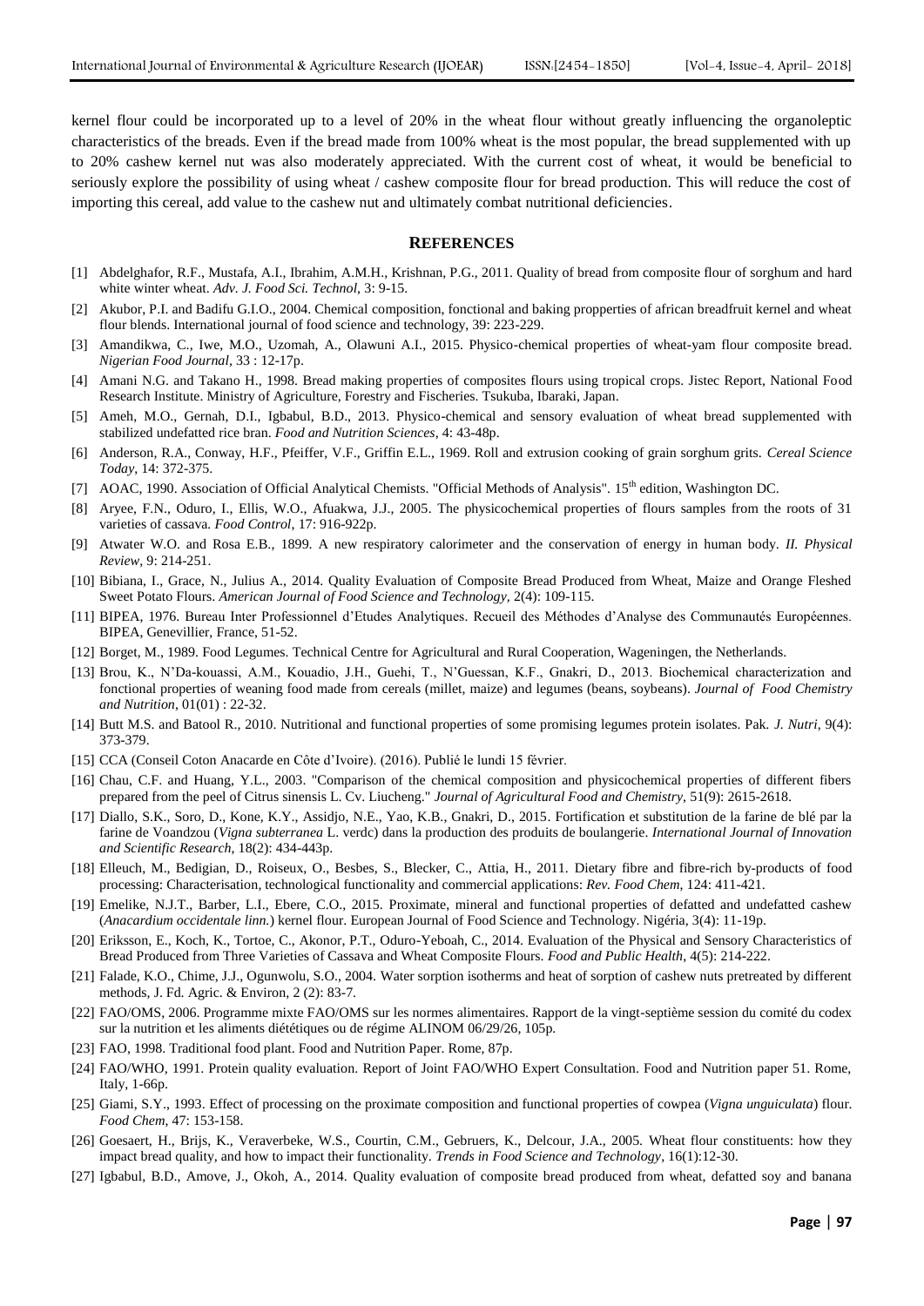kernel flour could be incorporated up to a level of 20% in the wheat flour without greatly influencing the organoleptic characteristics of the breads. Even if the bread made from 100% wheat is the most popular, the bread supplemented with up to 20% cashew kernel nut was also moderately appreciated. With the current cost of wheat, it would be beneficial to seriously explore the possibility of using wheat / cashew composite flour for bread production. This will reduce the cost of importing this cereal, add value to the cashew nut and ultimately combat nutritional deficiencies.

## REFERENCES

[1] Abdelghafor, R.F., Mustafa, A.I., Ibrahim, A.M.H., Krishnan, P.G., 2011. Quality of bread from composite flour of sorghum and hard white winter wheat. *Adv. J. Food Sci. Technol*, 3: 9-15.

[2] Akubor, P.I. and Badifu G.I.O., 2004. Chemical composition, fonctional and baking propperties of african breadfruit kernel and wheat flour blends. International journal of food science and technology, 39: 223-229.

[3] Amandikwa, C., Iwe, M.O., Uzomah, A., Olawuni A.I., 2015. Physico-chemical properties of wheat-yam flour composite bread. *Nigerian Food Journal*, 33 : 12-17p.

[4] Amani N.G. and Takano H., 1998. Bread making properties of composites flours using tropical crops. Jistec Report, National Food Research Institute. Ministry of Agriculture, Forestry and Fischeries. Tsukuba, Ibaraki, Japan.

[5] Ameh, M.O., Gernah, D.I., Igbabul, B.D., 2013. Physico-chemical and sensory evaluation of wheat bread supplemented with stabilized undefatted rice bran. *Food and Nutrition Sciences*, 4: 43-48p.

[6] Anderson, R.A., Conway, H.F., Pfeiffer, V.F., Griffin E.L., 1969. Roll and extrusion cooking of grain sorghum grits. *Cereal Science Today*, 14: 372-375.

[7] AOAC, 1990. Association of Official Analytical Chemists. "Official Methods of Analysis". 15th edition, Washington DC.

[8] Aryee, F.N., Oduro, I., Ellis, W.O., Afuakwa, J.J., 2005. The physicochemical properties of flours samples from the roots of 31 varieties of cassava. *Food Control*, 17: 916-922p.

[9] Atwater W.O. and Rosa E.B., 1899. A new respiratory calorimeter and the conservation of energy in human body. *II. Physical Review*, 9: 214-251.

[10] Bibiana, I., Grace, N., Julius A., 2014. Quality Evaluation of Composite Bread Produced from Wheat, Maize and Orange Fleshed Sweet Potato Flours. *American Journal of Food Science and Technology*, 2(4): 109-115.

[11] BIPEA, 1976. Bureau Inter Professionnel d'Etudes Analytiques. Recueil des Méthodes d'Analyse des Communautés Européennes. BIPEA, Genevillier, France, 51-52.

[12] Borget, M., 1989. Food Legumes. Technical Centre for Agricultural and Rural Cooperation, Wageningen, the Netherlands.

[13] Brou, K., N'Da-kouassi, A.M., Kouadio, J.H., Guehi, T., N'Guessan, K.F., Gnakri, D., 2013. Biochemical characterization and fonctional properties of weaning food made from cereals (millet, maize) and legumes (beans, soybeans). *Journal of Food Chemistry and Nutrition*, 01(01) : 22-32.

[14] Butt M.S. and Batool R., 2010. Nutritional and functional properties of some promising legumes protein isolates. Pak. *J. Nutri*, 9(4): 373-379.

[15] CCA (Conseil Coton Anacarde en Côte d'Ivoire). (2016). Publié le lundi 15 février.

[16] Chau, C.F. and Huang, Y.L., 2003. "Comparison of the chemical composition and physicochemical properties of different fibers prepared from the peel of Citrus sinensis L. Cv. Liucheng." *Journal of Agricultural Food and Chemistry*, 51(9): 2615-2618.

[17] Diallo, S.K., Soro, D., Kone, K.Y., Assidjo, N.E., Yao, K.B., Gnakri, D., 2015. Fortification et substitution de la farine de blé par la farine de Voandzou (*Vigna subterranea* L. verdc) dans la production des produits de boulangerie. *International Journal of Innovation and Scientific Research*, 18(2): 434-443p.

[18] Elleuch, M., Bedigian, D., Roiseux, O., Besbes, S., Blecker, C., Attia, H., 2011. Dietary fibre and fibre-rich by-products of food processing: Characterisation, technological functionality and commercial applications: *Rev. Food Chem*, 124: 411-421.

[19] Emelike, N.J.T., Barber, L.I., Ebere, C.O., 2015. Proximate, mineral and functional properties of defatted and undefatted cashew (*Anacardium occidentale linn.*) kernel flour. European Journal of Food Science and Technology. Nigéria, 3(4): 11-19p.

[20] Eriksson, E., Koch, K., Tortoe, C., Akonor, P.T., Oduro-Yeboah, C., 2014. Evaluation of the Physical and Sensory Characteristics of Bread Produced from Three Varieties of Cassava and Wheat Composite Flours. *Food and Public Health*, 4(5): 214-222.

[21] Falade, K.O., Chime, J.J., Ogunwolu, S.O., 2004. Water sorption isotherms and heat of sorption of cashew nuts pretreated by different methods, J. Fd. Agric. & Environ, 2 (2): 83-7.

[22] FAO/OMS, 2006. Programme mixte FAO/OMS sur les normes alimentaires. Rapport de la vingt-septième session du comité du codex sur la nutrition et les aliments diététiques ou de régime ALINOM 06/29/26, 105p.

[23] FAO, 1998. Traditional food plant. Food and Nutrition Paper. Rome, 87p.

[24] FAO/WHO, 1991. Protein quality evaluation. Report of Joint FAO/WHO Expert Consultation. Food and Nutrition paper 51. Rome, Italy, 1-66p.

[25] Giami, S.Y., 1993. Effect of processing on the proximate composition and functional properties of cowpea (*Vigna unguiculata*) flour. *Food Chem*, 47: 153-158.

[26] Goesaert, H., Brijs, K., Veraverbeke, W.S., Courtin, C.M., Gebruers, K., Delcour, J.A., 2005. Wheat flour constituents: how they impact bread quality, and how to impact their functionality. *Trends in Food Science and Technology*, 16(1):12-30.

[27] Igbabul, B.D., Amove, J., Okoh, A., 2014. Quality evaluation of composite bread produced from wheat, defatted soy and banana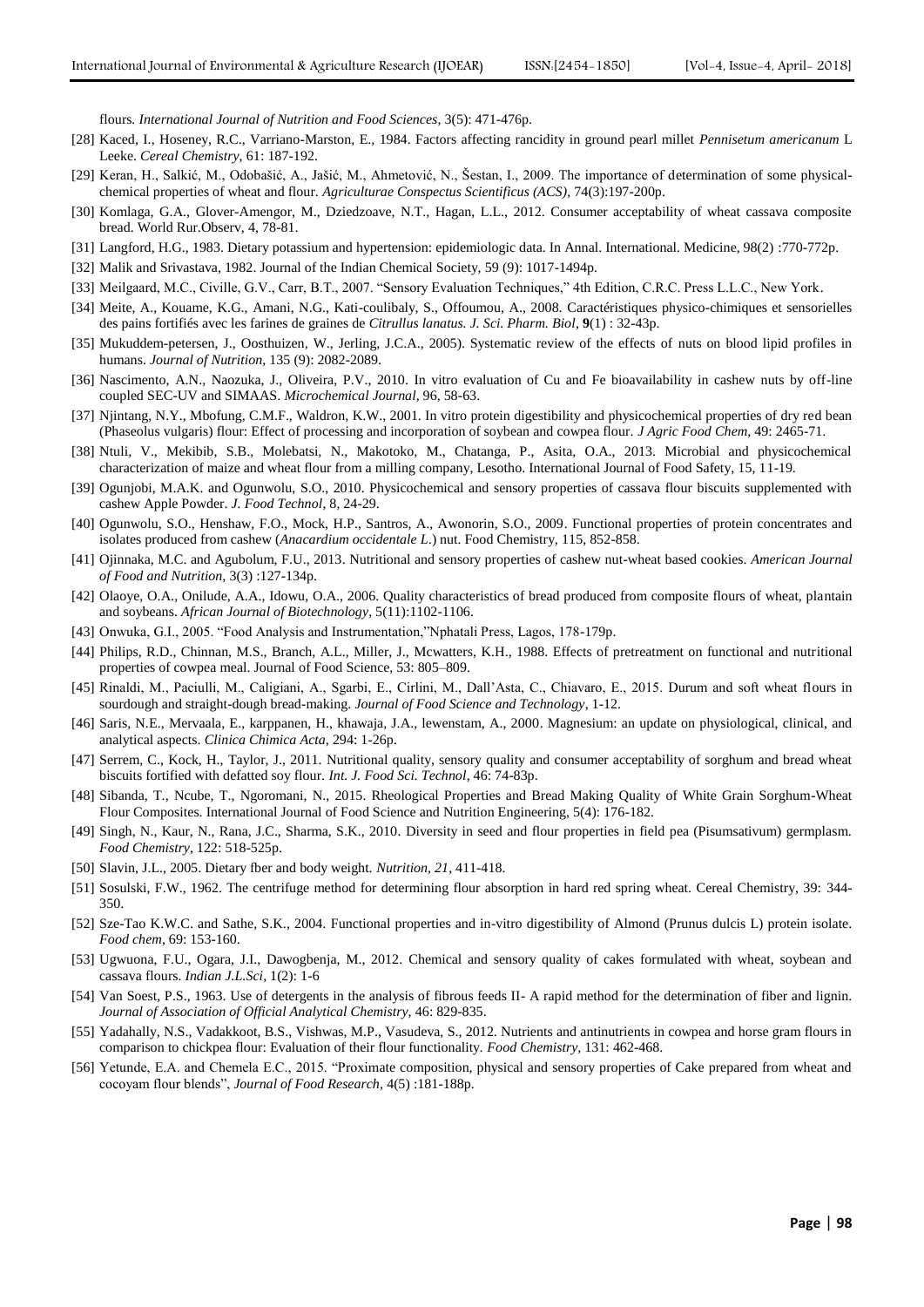flours. *International Journal of Nutrition and Food Sciences*, 3(5): 471-476p.

[28] Kaced, I., Hoseney, R.C., Varriano-Marston, E., 1984. Factors affecting rancidity in ground pearl millet *Pennisetum americanum* L Leeke. *Cereal Chemistry*, 61: 187-192.

[29] Keran, H., Salkić, M., Odobašić, A., Jašić, M., Ahmetović, N., Šestan, I., 2009. The importance of determination of some physical-chemical properties of wheat and flour. *Agriculturae Conspectus Scientificus (ACS)*, 74(3):197-200p.

[30] Komlaga, G.A., Glover-Amengor, M., Dziedzoave, N.T., Hagan, L.L., 2012. Consumer acceptability of wheat cassava composite bread. World Rur.Observ, 4, 78-81.

[31] Langford, H.G., 1983. Dietary potassium and hypertension: epidemiologic data. In Annal. International. Medicine, 98(2) :770-772p.

[32] Malik and Srivastava, 1982. Journal of the Indian Chemical Society, 59 (9): 1017-1494p.

[33] Meilgaard, M.C., Civille, G.V., Carr, B.T., 2007. "Sensory Evaluation Techniques," 4th Edition, C.R.C. Press L.L.C., New York.

[34] Meite, A., Kouame, K.G., Amani, N.G., Kati-coulibaly, S., Offoumou, A., 2008. Caractéristiques physico-chimiques et sensorielles des pains fortifiés avec les farines de graines de *Citrullus lanatus. J. Sci. Pharm. Biol*, **9**(1) : 32-43p.

[35] Mukuddem-petersen, J., Oosthuizen, W., Jerling, J.C.A., 2005). Systematic review of the effects of nuts on blood lipid profiles in humans. *Journal of Nutrition*, 135 (9): 2082-2089.

[36] Nascimento, A.N., Naozuka, J., Oliveira, P.V., 2010. In vitro evaluation of Cu and Fe bioavailability in cashew nuts by off-line coupled SEC-UV and SIMAAS. *Microchemical Journal*, 96, 58-63.

[37] Njintang, N.Y., Mbofung, C.M.F., Waldron, K.W., 2001. In vitro protein digestibility and physicochemical properties of dry red bean (Phaseolus vulgaris) flour: Effect of processing and incorporation of soybean and cowpea flour. *J Agric Food Chem*, 49: 2465-71.

[38] Ntuli, V., Mekibib, S.B., Molebatsi, N., Makotoko, M., Chatanga, P., Asita, O.A., 2013. Microbial and physicochemical characterization of maize and wheat flour from a milling company, Lesotho. International Journal of Food Safety, 15, 11-19.

[39] Ogunjobi, M.A.K. and Ogunwolu, S.O., 2010. Physicochemical and sensory properties of cassava flour biscuits supplemented with cashew Apple Powder. *J. Food Technol*, 8, 24-29.

[40] Ogunwolu, S.O., Henshaw, F.O., Mock, H.P., Santros, A., Awonorin, S.O., 2009. Functional properties of protein concentrates and isolates produced from cashew (*Anacardium occidentale L*.) nut. Food Chemistry, 115, 852-858.

[41] Ojinnaka, M.C. and Agubolum, F.U., 2013. Nutritional and sensory properties of cashew nut-wheat based cookies. *American Journal of Food and Nutrition*, 3(3) :127-134p.

[42] Olaoye, O.A., Onilude, A.A., Idowu, O.A., 2006. Quality characteristics of bread produced from composite flours of wheat, plantain and soybeans. *African Journal of Biotechnology*, 5(11):1102-1106.

[43] Onwuka, G.I., 2005. "Food Analysis and Instrumentation,"Nphatali Press, Lagos, 178-179p.

[44] Philips, R.D., Chinnan, M.S., Branch, A.L., Miller, J., Mcwatters, K.H., 1988. Effects of pretreatment on functional and nutritional properties of cowpea meal. Journal of Food Science, 53: 805–809.

[45] Rinaldi, M., Paciulli, M., Caligiani, A., Sgarbi, E., Cirlini, M., Dall'Asta, C., Chiavaro, E., 2015. Durum and soft wheat flours in sourdough and straight-dough bread-making. *Journal of Food Science and Technology*, 1-12.

[46] Saris, N.E., Mervaala, E., karppanen, H., khawaja, J.A., lewenstam, A., 2000. Magnesium: an update on physiological, clinical, and analytical aspects. *Clinica Chimica Acta*, 294: 1-26p.

[47] Serrem, C., Kock, H., Taylor, J., 2011. Nutritional quality, sensory quality and consumer acceptability of sorghum and bread wheat biscuits fortified with defatted soy flour. *Int. J. Food Sci. Technol*, 46: 74-83p.

[48] Sibanda, T., Ncube, T., Ngoromani, N., 2015. Rheological Properties and Bread Making Quality of White Grain Sorghum-Wheat Flour Composites. International Journal of Food Science and Nutrition Engineering, 5(4): 176-182.

[49] Singh, N., Kaur, N., Rana, J.C., Sharma, S.K., 2010. Diversity in seed and flour properties in field pea (Pisumsativum) germplasm. *Food Chemistry*, 122: 518-525p.

[50] Slavin, J.L., 2005. Dietary fber and body weight. *Nutrition*, *21*, 411-418.

[51] Sosulski, F.W., 1962. The centrifuge method for determining flour absorption in hard red spring wheat. Cereal Chemistry, 39: 344-350.

[52] Sze-Tao K.W.C. and Sathe, S.K., 2004. Functional properties and in-vitro digestibility of Almond (Prunus dulcis L) protein isolate. *Food chem*, 69: 153-160.

[53] Ugwuona, F.U., Ogara, J.I., Dawogbenja, M., 2012. Chemical and sensory quality of cakes formulated with wheat, soybean and cassava flours. *Indian J.L.Sci*, 1(2): 1-6

[54] Van Soest, P.S., 1963. Use of detergents in the analysis of fibrous feeds II- A rapid method for the determination of fiber and lignin. *Journal of Association of Official Analytical Chemistry*, 46: 829-835.

[55] Yadahally, N.S., Vadakkoot, B.S., Vishwas, M.P., Vasudeva, S., 2012. Nutrients and antinutrients in cowpea and horse gram flours in comparison to chickpea flour: Evaluation of their flour functionality. *Food Chemistry*, 131: 462-468.

[56] Yetunde, E.A. and Chemela E.C., 2015. "Proximate composition, physical and sensory properties of Cake prepared from wheat and cocoyam flour blends", *Journal of Food Research*, 4(5) :181-188p.